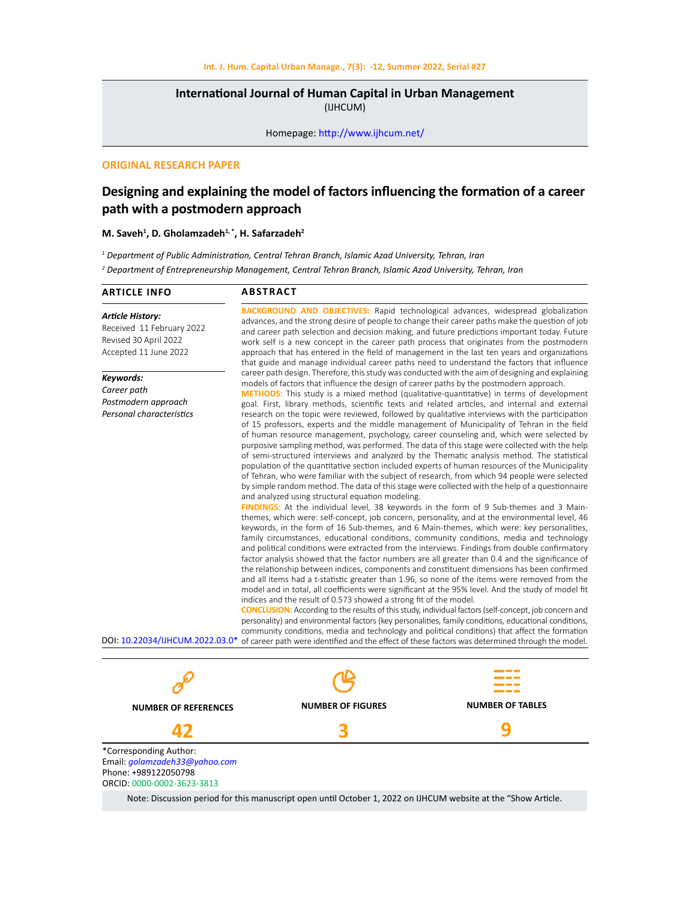**International Journal of Human Capital in Urban Management**
(IJHCUM)

Homepage: http://www.ijhcum.net/

**ORIGINAL RESEARCH PAPER**

# Designing and explaining the model of factors influencing the formation of a career path with a postmodern approach

**M. Saveh[1], D. Gholamzadeh[1,*], H. Safarzadeh[2]**

*[1] Department of Public Administration, Central Tehran Branch, Islamic Azad University, Tehran, Iran*

*[2] Department of Entrepreneurship Management, Central Tehran Branch, Islamic Azad University, Tehran, Iran*

## ARTICLE INFO

***Article History:***
Received 11 February 2022
Revised 30 April 2022
Accepted 11 June 2022

***Keywords:***
*Career path*
*Postmodern approach*
*Personal characteristics*

DOI: 10.22034/IJHCUM.2022.03.0*

## ABSTRACT

**BACKGROUND AND OBJECTIVES:** Rapid technological advances, widespread globalization advances, and the strong desire of people to change their career paths make the question of job and career path selection and decision making, and future predictions important today. Future work self is a new concept in the career path process that originates from the postmodern approach that has entered in the field of management in the last ten years and organizations that guide and manage individual career paths need to understand the factors that influence career path design. Therefore, this study was conducted with the aim of designing and explaining models of factors that influence the design of career paths by the postmodern approach.

**METHODS:** This study is a mixed method (qualitative-quantitative) in terms of development goal. First, library methods, scientific texts and related articles, and internal and external research on the topic were reviewed, followed by qualitative interviews with the participation of 15 professors, experts and the middle management of Municipality of Tehran in the field of human resource management, psychology, career counseling and, which were selected by purposive sampling method, was performed. The data of this stage were collected with the help of semi-structured interviews and analyzed by the Thematic analysis method. The statistical population of the quantitative section included experts of human resources of the Municipality of Tehran, who were familiar with the subject of research, from which 94 people were selected by simple random method. The data of this stage were collected with the help of a questionnaire and analyzed using structural equation modeling.

**FINDINGS:** At the individual level, 38 keywords in the form of 9 Sub-themes and 3 Main-themes, which were: self-concept, job concern, personality, and at the environmental level, 46 keywords, in the form of 16 Sub-themes, and 6 Main-themes, which were: key personalities, family circumstances, educational conditions, community conditions, media and technology and political conditions were extracted from the interviews. Findings from double confirmatory factor analysis showed that the factor numbers are all greater than 0.4 and the significance of the relationship between indices, components and constituent dimensions has been confirmed and all items had a t-statistic greater than 1.96, so none of the items were removed from the model and in total, all coefficients were significant at the 95% level. And the study of model fit indices and the result of 0.573 showed a strong fit of the model.

**CONCLUSION:** According to the results of this study, individual factors (self-concept, job concern and personality) and environmental factors (key personalities, family conditions, educational conditions, community conditions, media and technology and political conditions) that affect the formation of career path were identified and the effect of these factors was determined through the model.

| NUMBER OF REFERENCES | NUMBER OF FIGURES | NUMBER OF TABLES |
|---|---|---|
| 42 | 3 | 9 |

*Corresponding Author:
Email: *golamzadeh33@yahoo.com*
Phone: +989122050798
ORCID: 0000-0002-3623-3813

Note: Discussion period for this manuscript open until October 1, 2022 on IJHCUM website at the "Show Article.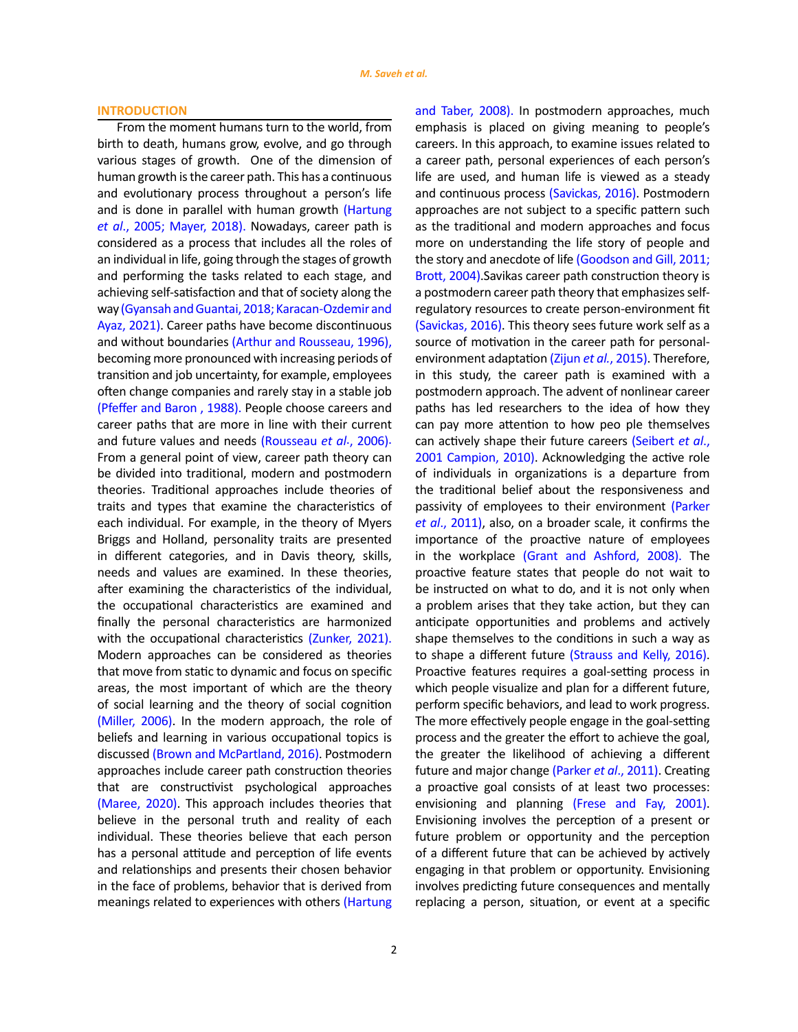## INTRODUCTION

From the moment humans turn to the world, from birth to death, humans grow, evolve, and go through various stages of growth. One of the dimension of human growth is the career path. This has a continuous and evolutionary process throughout a person's life and is done in parallel with human growth (Hartung *et al*., 2005; Mayer, 2018). Nowadays, career path is considered as a process that includes all the roles of an individual in life, going through the stages of growth and performing the tasks related to each stage, and achieving self-satisfaction and that of society along the way (Gyansah and Guantai, 2018; Karacan-Ozdemir and Ayaz, 2021). Career paths have become discontinuous and without boundaries (Arthur and Rousseau, 1996), becoming more pronounced with increasing periods of transition and job uncertainty, for example, employees often change companies and rarely stay in a stable job (Pfeffer and Baron , 1988). People choose careers and career paths that are more in line with their current and future values and needs (Rousseau *et al*., 2006). From a general point of view, career path theory can be divided into traditional, modern and postmodern theories. Traditional approaches include theories of traits and types that examine the characteristics of each individual. For example, in the theory of Myers Briggs and Holland, personality traits are presented in different categories, and in Davis theory, skills, needs and values are examined. In these theories, after examining the characteristics of the individual, the occupational characteristics are examined and finally the personal characteristics are harmonized with the occupational characteristics (Zunker, 2021). Modern approaches can be considered as theories that move from static to dynamic and focus on specific areas, the most important of which are the theory of social learning and the theory of social cognition (Miller, 2006). In the modern approach, the role of beliefs and learning in various occupational topics is discussed (Brown and McPartland, 2016). Postmodern approaches include career path construction theories that are constructivist psychological approaches (Maree, 2020). This approach includes theories that believe in the personal truth and reality of each individual. These theories believe that each person has a personal attitude and perception of life events and relationships and presents their chosen behavior in the face of problems, behavior that is derived from meanings related to experiences with others (Hartung and Taber, 2008). In postmodern approaches, much emphasis is placed on giving meaning to people's careers. In this approach, to examine issues related to a career path, personal experiences of each person's life are used, and human life is viewed as a steady and continuous process (Savickas, 2016). Postmodern approaches are not subject to a specific pattern such as the traditional and modern approaches and focus more on understanding the life story of people and the story and anecdote of life (Goodson and Gill, 2011; Brott, 2004).Savikas career path construction theory is a postmodern career path theory that emphasizes self-regulatory resources to create person-environment fit (Savickas, 2016). This theory sees future work self as a source of motivation in the career path for personal-environment adaptation (Zijun *et al*., 2015). Therefore, in this study, the career path is examined with a postmodern approach. The advent of nonlinear career paths has led researchers to the idea of how they can pay more attention to how peo ple themselves can actively shape their future careers (Seibert *et al*., 2001 Campion, 2010). Acknowledging the active role of individuals in organizations is a departure from the traditional belief about the responsiveness and passivity of employees to their environment (Parker *et al*., 2011), also, on a broader scale, it confirms the importance of the proactive nature of employees in the workplace (Grant and Ashford, 2008). The proactive feature states that people do not wait to be instructed on what to do, and it is not only when a problem arises that they take action, but they can anticipate opportunities and problems and actively shape themselves to the conditions in such a way as to shape a different future (Strauss and Kelly, 2016). Proactive features requires a goal-setting process in which people visualize and plan for a different future, perform specific behaviors, and lead to work progress. The more effectively people engage in the goal-setting process and the greater the effort to achieve the goal, the greater the likelihood of achieving a different future and major change (Parker *et al*., 2011). Creating a proactive goal consists of at least two processes: envisioning and planning (Frese and Fay, 2001). Envisioning involves the perception of a present or future problem or opportunity and the perception of a different future that can be achieved by actively engaging in that problem or opportunity. Envisioning involves predicting future consequences and mentally replacing a person, situation, or event at a specific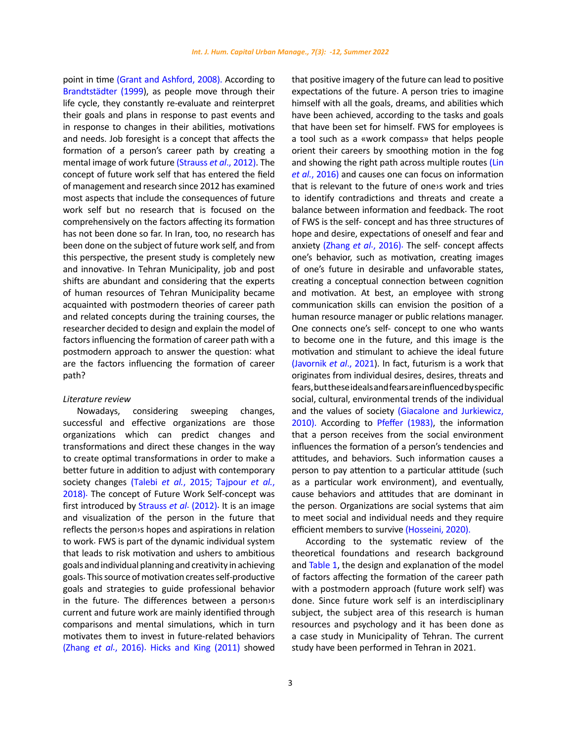point in time (Grant and Ashford, 2008). According to Brandtstädter (1999), as people move through their life cycle, they constantly re-evaluate and reinterpret their goals and plans in response to past events and in response to changes in their abilities, motivations and needs. Job foresight is a concept that affects the formation of a person's career path by creating a mental image of work future (Strauss *et al*., 2012). The concept of future work self that has entered the field of management and research since 2012 has examined most aspects that include the consequences of future work self but no research that is focused on the comprehensively on the factors affecting its formation has not been done so far. In Iran, too, no research has been done on the subject of future work self, and from this perspective, the present study is completely new and innovative. In Tehran Municipality, job and post shifts are abundant and considering that the experts of human resources of Tehran Municipality became acquainted with postmodern theories of career path and related concepts during the training courses, the researcher decided to design and explain the model of factors influencing the formation of career path with a postmodern approach to answer the question: what are the factors influencing the formation of career path?

*Literature review*

Nowadays, considering sweeping changes, successful and effective organizations are those organizations which can predict changes and transformations and direct these changes in the way to create optimal transformations in order to make a better future in addition to adjust with contemporary society changes (Talebi *et al.*, 2015; Tajpour *et al.*, 2018). The concept of Future Work Self-concept was first introduced by Strauss *et al*. (2012). It is an image and visualization of the person in the future that reflects the person›s hopes and aspirations in relation to work. FWS is part of the dynamic individual system that leads to risk motivation and ushers to ambitious goals and individual planning and creativity in achieving goals. This source of motivation creates self-productive goals and strategies to guide professional behavior in the future. The differences between a person›s current and future work are mainly identified through comparisons and mental simulations, which in turn motivates them to invest in future-related behaviors (Zhang *et al*., 2016). Hicks and King (2011) showed that positive imagery of the future can lead to positive expectations of the future. A person tries to imagine himself with all the goals, dreams, and abilities which have been achieved, according to the tasks and goals that have been set for himself. FWS for employees is a tool such as a «work compass» that helps people orient their careers by smoothing motion in the fog and showing the right path across multiple routes (Lin *et al.*, 2016) and causes one can focus on information that is relevant to the future of one›s work and tries to identify contradictions and threats and create a balance between information and feedback. The root of FWS is the self- concept and has three structures of hope and desire, expectations of oneself and fear and anxiety (Zhang *et al*., 2016). The self- concept affects one's behavior, such as motivation, creating images of one's future in desirable and unfavorable states, creating a conceptual connection between cognition and motivation. At best, an employee with strong communication skills can envision the position of a human resource manager or public relations manager. One connects one's self- concept to one who wants to become one in the future, and this image is the motivation and stimulant to achieve the ideal future (Javornik *et al*., 2021). In fact, futurism is a work that originates from individual desires, desires, threats and fears, but these ideals and fears are influenced by specific social, cultural, environmental trends of the individual and the values of society (Giacalone and Jurkiewicz, 2010). According to Pfeffer (1983), the information that a person receives from the social environment influences the formation of a person's tendencies and attitudes, and behaviors. Such information causes a person to pay attention to a particular attitude (such as a particular work environment), and eventually, cause behaviors and attitudes that are dominant in the person. Organizations are social systems that aim to meet social and individual needs and they require efficient members to survive (Hosseini, 2020).

According to the systematic review of the theoretical foundations and research background and Table 1, the design and explanation of the model of factors affecting the formation of the career path with a postmodern approach (future work self) was done. Since future work self is an interdisciplinary subject, the subject area of this research is human resources and psychology and it has been done as a case study in Municipality of Tehran. The current study have been performed in Tehran in 2021.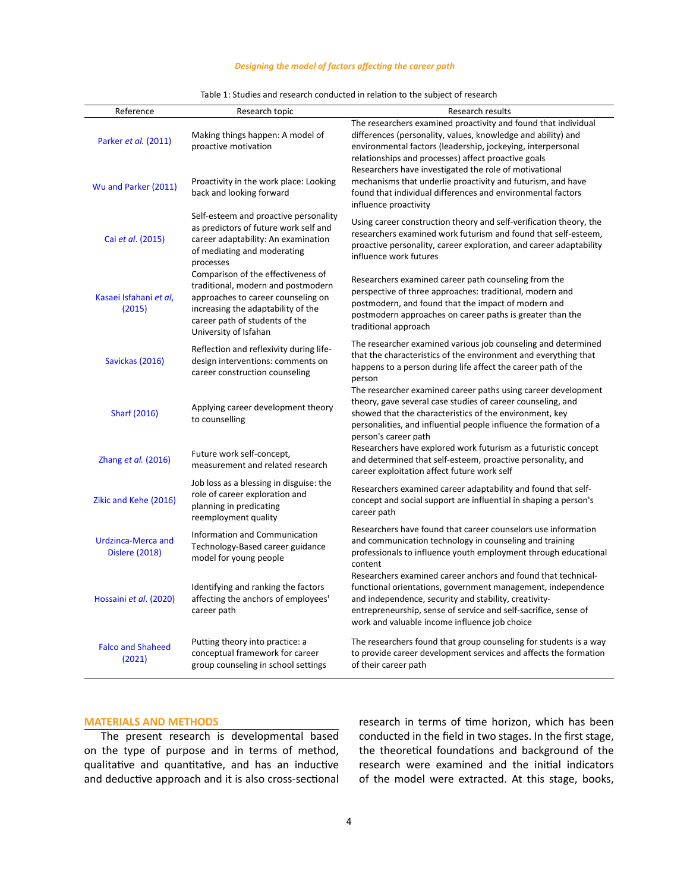Table 1: Studies and research conducted in relation to the subject of research

| Reference | Research topic | Research results |
|---|---|---|
| Parker *et al.* (2011) | Making things happen: A model of proactive motivation | The researchers examined proactivity and found that individual differences (personality, values, knowledge and ability) and environmental factors (leadership, jockeying, interpersonal relationships and processes) affect proactive goals |
| Wu and Parker (2011) | Proactivity in the work place: Looking back and looking forward | Researchers have investigated the role of motivational mechanisms that underlie proactivity and futurism, and have found that individual differences and environmental factors influence proactivity |
| Cai *et al*. (2015) | Self-esteem and proactive personality as predictors of future work self and career adaptability: An examination of mediating and moderating processes | Using career construction theory and self-verification theory, the researchers examined work futurism and found that self-esteem, proactive personality, career exploration, and career adaptability influence work futures |
| Kasaei Isfahani *et al*, (2015) | Comparison of the effectiveness of traditional, modern and postmodern approaches to career counseling on increasing the adaptability of the career path of students of the University of Isfahan | Researchers examined career path counseling from the perspective of three approaches: traditional, modern and postmodern, and found that the impact of modern and postmodern approaches on career paths is greater than the traditional approach |
| Savickas (2016) | Reflection and reflexivity during life-design interventions: comments on career construction counseling | The researcher examined various job counseling and determined that the characteristics of the environment and everything that happens to a person during life affect the career path of the person |
| Sharf (2016) | Applying career development theory to counselling | The researcher examined career paths using career development theory, gave several case studies of career counseling, and showed that the characteristics of the environment, key personalities, and influential people influence the formation of a person's career path |
| Zhang *et al.* (2016) | Future work self-concept, measurement and related research | Researchers have explored work futurism as a futuristic concept and determined that self-esteem, proactive personality, and career exploitation affect future work self |
| Zikic and Kehe (2016) | Job loss as a blessing in disguise: the role of career exploration and planning in predicating reemployment quality | Researchers examined career adaptability and found that self-concept and social support are influential in shaping a person's career path |
| Urdzinca-Merca and Dislere (2018) | Information and Communication Technology-Based career guidance model for young people | Researchers have found that career counselors use information and communication technology in counseling and training professionals to influence youth employment through educational content |
| Hossaini *et al*. (2020) | Identifying and ranking the factors affecting the anchors of employees' career path | Researchers examined career anchors and found that technical-functional orientations, government management, independence and independence, security and stability, creativity-entrepreneurship, sense of service and self-sacrifice, sense of work and valuable income influence job choice |
| Falco and Shaheed (2021) | Putting theory into practice: a conceptual framework for career group counseling in school settings | The researchers found that group counseling for students is a way to provide career development services and affects the formation of their career path |

## MATERIALS AND METHODS

The present research is developmental based on the type of purpose and in terms of method, qualitative and quantitative, and has an inductive and deductive approach and it is also cross-sectional research in terms of time horizon, which has been conducted in the field in two stages. In the first stage, the theoretical foundations and background of the research were examined and the initial indicators of the model were extracted. At this stage, books,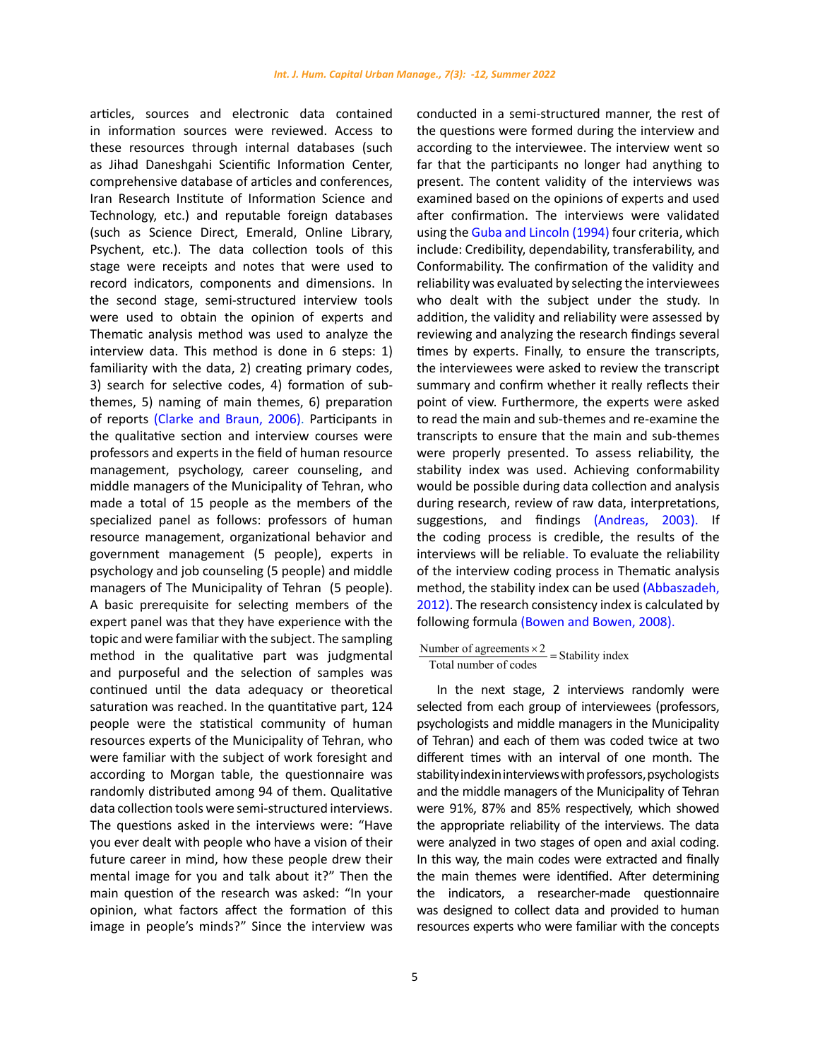articles, sources and electronic data contained in information sources were reviewed. Access to these resources through internal databases (such as Jihad Daneshgahi Scientific Information Center, comprehensive database of articles and conferences, Iran Research Institute of Information Science and Technology, etc.) and reputable foreign databases (such as Science Direct, Emerald, Online Library, Psychent, etc.). The data collection tools of this stage were receipts and notes that were used to record indicators, components and dimensions. In the second stage, semi-structured interview tools were used to obtain the opinion of experts and Thematic analysis method was used to analyze the interview data. This method is done in 6 steps: 1) familiarity with the data, 2) creating primary codes, 3) search for selective codes, 4) formation of sub-themes, 5) naming of main themes, 6) preparation of reports (Clarke and Braun, 2006). Participants in the qualitative section and interview courses were professors and experts in the field of human resource management, psychology, career counseling, and middle managers of the Municipality of Tehran, who made a total of 15 people as the members of the specialized panel as follows: professors of human resource management, organizational behavior and government management (5 people), experts in psychology and job counseling (5 people) and middle managers of The Municipality of Tehran (5 people). A basic prerequisite for selecting members of the expert panel was that they have experience with the topic and were familiar with the subject. The sampling method in the qualitative part was judgmental and purposeful and the selection of samples was continued until the data adequacy or theoretical saturation was reached. In the quantitative part, 124 people were the statistical community of human resources experts of the Municipality of Tehran, who were familiar with the subject of work foresight and according to Morgan table, the questionnaire was randomly distributed among 94 of them. Qualitative data collection tools were semi-structured interviews. The questions asked in the interviews were: "Have you ever dealt with people who have a vision of their future career in mind, how these people drew their mental image for you and talk about it?" Then the main question of the research was asked: "In your opinion, what factors affect the formation of this image in people's minds?" Since the interview was conducted in a semi-structured manner, the rest of the questions were formed during the interview and according to the interviewee. The interview went so far that the participants no longer had anything to present. The content validity of the interviews was examined based on the opinions of experts and used after confirmation. The interviews were validated using the Guba and Lincoln (1994) four criteria, which include: Credibility, dependability, transferability, and Conformability. The confirmation of the validity and reliability was evaluated by selecting the interviewees who dealt with the subject under the study. In addition, the validity and reliability were assessed by reviewing and analyzing the research findings several times by experts. Finally, to ensure the transcripts, the interviewees were asked to review the transcript summary and confirm whether it really reflects their point of view. Furthermore, the experts were asked to read the main and sub-themes and re-examine the transcripts to ensure that the main and sub-themes were properly presented. To assess reliability, the stability index was used. Achieving conformability would be possible during data collection and analysis during research, review of raw data, interpretations, suggestions, and findings (Andreas, 2003). If the coding process is credible, the results of the interviews will be reliable. To evaluate the reliability of the interview coding process in Thematic analysis method, the stability index can be used (Abbaszadeh, 2012). The research consistency index is calculated by following formula (Bowen and Bowen, 2008).

$$\frac{\text{Number of agreements} \times 2}{\text{Total number of codes}} = \text{Stability index}$$

In the next stage, 2 interviews randomly were selected from each group of interviewees (professors, psychologists and middle managers in the Municipality of Tehran) and each of them was coded twice at two different times with an interval of one month. The stability index in interviews with professors, psychologists and the middle managers of the Municipality of Tehran were 91%, 87% and 85% respectively, which showed the appropriate reliability of the interviews. The data were analyzed in two stages of open and axial coding. In this way, the main codes were extracted and finally the main themes were identified. After determining the indicators, a researcher-made questionnaire was designed to collect data and provided to human resources experts who were familiar with the concepts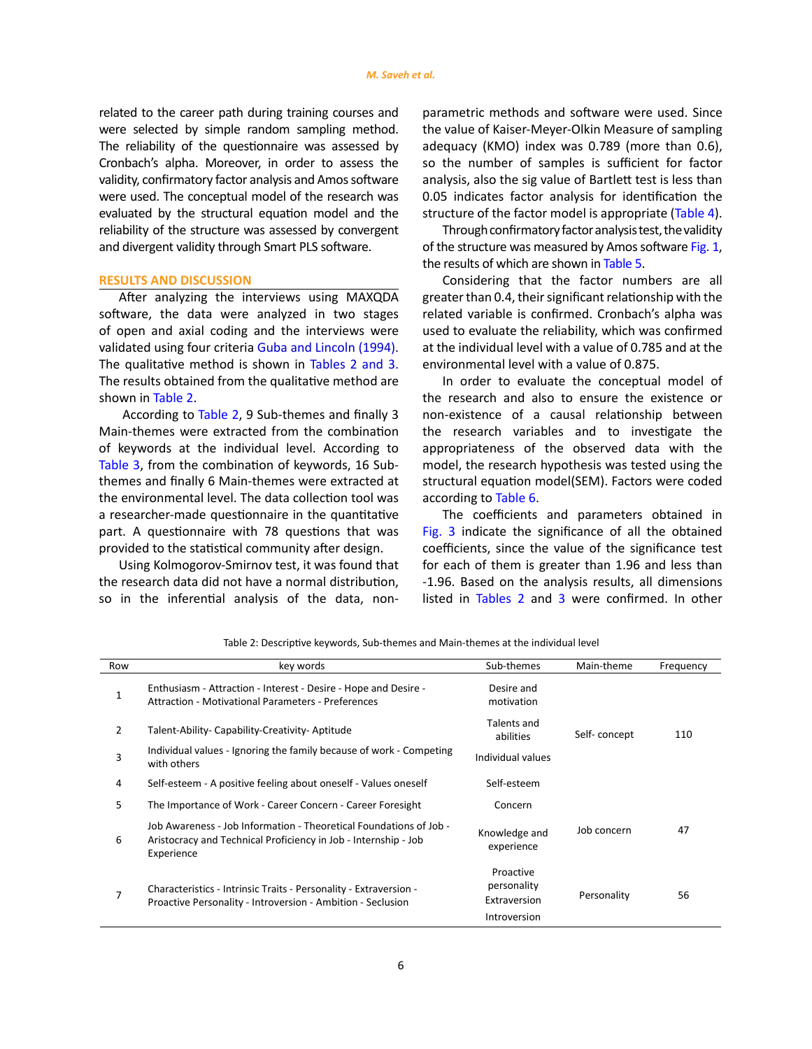related to the career path during training courses and were selected by simple random sampling method. The reliability of the questionnaire was assessed by Cronbach's alpha. Moreover, in order to assess the validity, confirmatory factor analysis and Amos software were used. The conceptual model of the research was evaluated by the structural equation model and the reliability of the structure was assessed by convergent and divergent validity through Smart PLS software.

## RESULTS AND DISCUSSION

After analyzing the interviews using MAXQDA software, the data were analyzed in two stages of open and axial coding and the interviews were validated using four criteria Guba and Lincoln (1994). The qualitative method is shown in Tables 2 and 3. The results obtained from the qualitative method are shown in Table 2.

According to Table 2, 9 Sub-themes and finally 3 Main-themes were extracted from the combination of keywords at the individual level. According to Table 3, from the combination of keywords, 16 Sub-themes and finally 6 Main-themes were extracted at the environmental level. The data collection tool was a researcher-made questionnaire in the quantitative part. A questionnaire with 78 questions that was provided to the statistical community after design.

Using Kolmogorov-Smirnov test, it was found that the research data did not have a normal distribution, so in the inferential analysis of the data, non-parametric methods and software were used. Since the value of Kaiser-Meyer-Olkin Measure of sampling adequacy (KMO) index was 0.789 (more than 0.6), so the number of samples is sufficient for factor analysis, also the sig value of Bartlett test is less than 0.05 indicates factor analysis for identification the structure of the factor model is appropriate (Table 4).

Through confirmatory factor analysis test, the validity of the structure was measured by Amos software Fig. 1, the results of which are shown in Table 5.

Considering that the factor numbers are all greater than 0.4, their significant relationship with the related variable is confirmed. Cronbach's alpha was used to evaluate the reliability, which was confirmed at the individual level with a value of 0.785 and at the environmental level with a value of 0.875.

In order to evaluate the conceptual model of the research and also to ensure the existence or non-existence of a causal relationship between the research variables and to investigate the appropriateness of the observed data with the model, the research hypothesis was tested using the structural equation model(SEM). Factors were coded according to Table 6.

The coefficients and parameters obtained in Fig. 3 indicate the significance of all the obtained coefficients, since the value of the significance test for each of them is greater than 1.96 and less than -1.96. Based on the analysis results, all dimensions listed in Tables 2 and 3 were confirmed. In other

Table 2: Descriptive keywords, Sub-themes and Main-themes at the individual level

| Row | key words | Sub-themes | Main-theme | Frequency |
|---|---|---|---|---|
| 1 | Enthusiasm - Attraction - Interest - Desire - Hope and Desire - Attraction - Motivational Parameters - Preferences | Desire and motivation | Self- concept | 110 |
| 2 | Talent-Ability- Capability-Creativity- Aptitude | Talents and abilities | | |
| 3 | Individual values - Ignoring the family because of work - Competing with others | Individual values | | |
| 4 | Self-esteem - A positive feeling about oneself - Values oneself | Self-esteem | | |
| 5 | The Importance of Work - Career Concern - Career Foresight | Concern | Job concern | 47 |
| 6 | Job Awareness - Job Information - Theoretical Foundations of Job - Aristocracy and Technical Proficiency in Job - Internship - Job Experience | Knowledge and experience | | |
| 7 | Characteristics - Intrinsic Traits - Personality - Extraversion - Proactive Personality - Introversion - Ambition - Seclusion | Proactive personality Extraversion Introversion | Personality | 56 |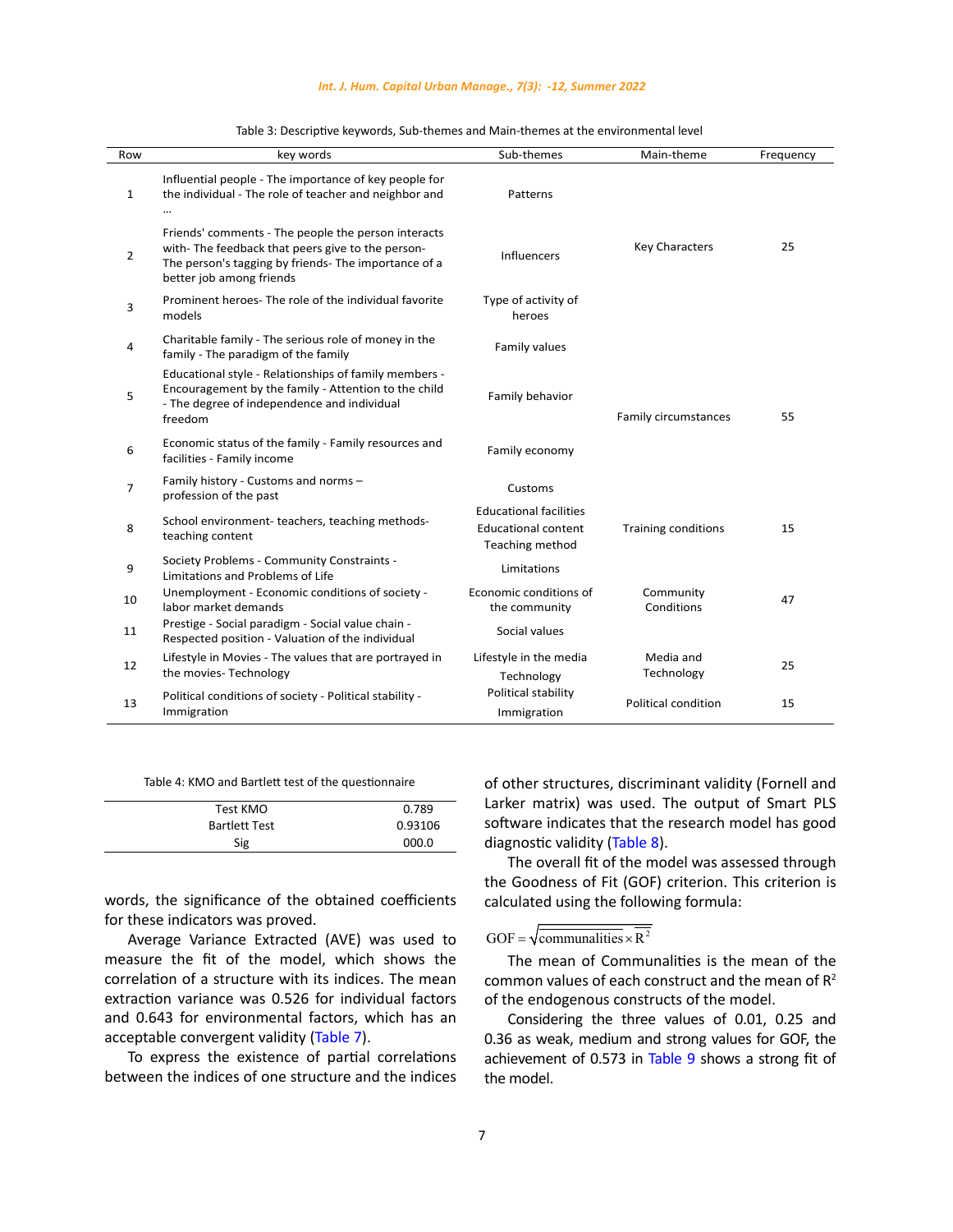Table 3: Descriptive keywords, Sub-themes and Main-themes at the environmental level

| Row | key words | Sub-themes | Main-theme | Frequency |
|---|---|---|---|---|
| 1 | Influential people - The importance of key people for the individual - The role of teacher and neighbor and … | Patterns | Key Characters | 25 |
| 2 | Friends' comments - The people the person interacts with- The feedback that peers give to the person- The person's tagging by friends- The importance of a better job among friends | Influencers | | |
| 3 | Prominent heroes- The role of the individual favorite models | Type of activity of heroes | | |
| 4 | Charitable family - The serious role of money in the family - The paradigm of the family | Family values | Family circumstances | 55 |
| 5 | Educational style - Relationships of family members - Encouragement by the family - Attention to the child - The degree of independence and individual freedom | Family behavior | | |
| 6 | Economic status of the family - Family resources and facilities - Family income | Family economy | | |
| 7 | Family history - Customs and norms – profession of the past | Customs | | |
| 8 | School environment- teachers, teaching methods- teaching content | Educational facilities<br>Educational content<br>Teaching method | Training conditions | 15 |
| 9 | Society Problems - Community Constraints - Limitations and Problems of Life | Limitations | Community Conditions | 47 |
| 10 | Unemployment - Economic conditions of society - labor market demands | Economic conditions of the community | | |
| 11 | Prestige - Social paradigm - Social value chain - Respected position - Valuation of the individual | Social values | | |
| 12 | Lifestyle in Movies - The values that are portrayed in the movies- Technology | Lifestyle in the media<br>Technology | Media and Technology | 25 |
| 13 | Political conditions of society - Political stability - Immigration | Political stability<br>Immigration | Political condition | 15 |

Table 4: KMO and Bartlett test of the questionnaire

| | |
|---|---|
| Test KMO | 0.789 |
| Bartlett Test | 0.93106 |
| Sig | 000.0 |

words, the significance of the obtained coefficients for these indicators was proved.

Average Variance Extracted (AVE) was used to measure the fit of the model, which shows the correlation of a structure with its indices. The mean extraction variance was 0.526 for individual factors and 0.643 for environmental factors, which has an acceptable convergent validity (Table 7).

To express the existence of partial correlations between the indices of one structure and the indices of other structures, discriminant validity (Fornell and Larker matrix) was used. The output of Smart PLS software indicates that the research model has good diagnostic validity (Table 8).

The overall fit of the model was assessed through the Goodness of Fit (GOF) criterion. This criterion is calculated using the following formula:

$$GOF = \sqrt{\overline{communalities} \times \overline{R^2}}$$

The mean of Communalities is the mean of the common values of each construct and the mean of $R^2$ of the endogenous constructs of the model.

Considering the three values of 0.01, 0.25 and 0.36 as weak, medium and strong values for GOF, the achievement of 0.573 in Table 9 shows a strong fit of the model.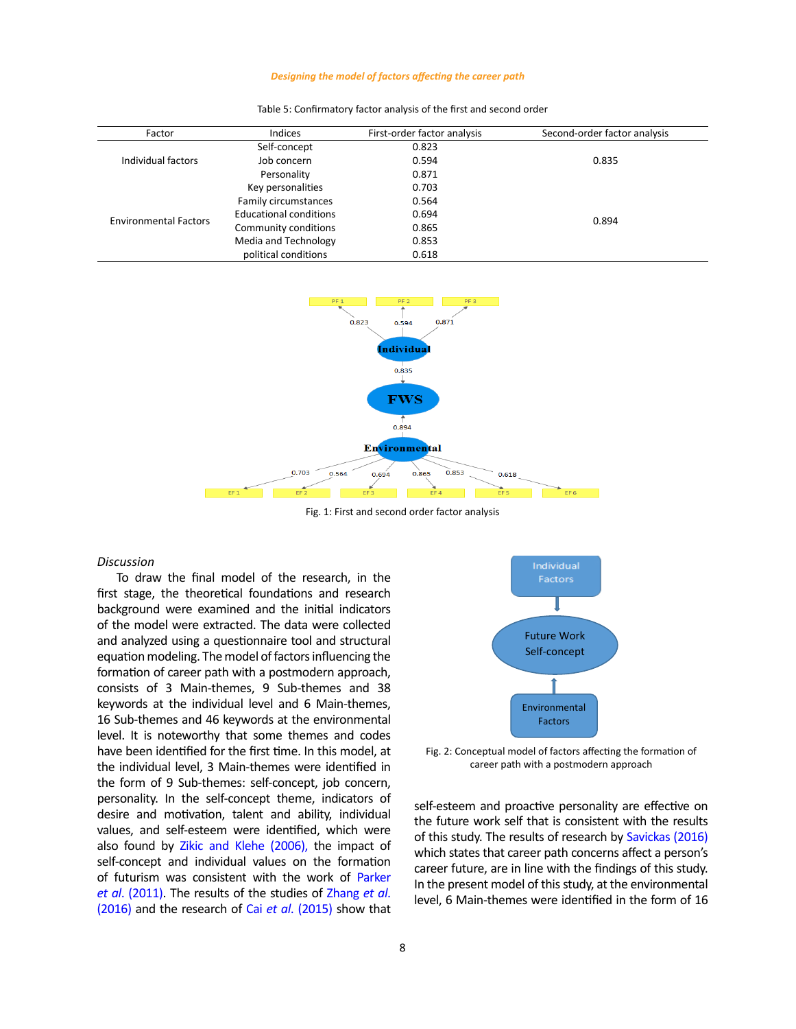Table 5: Confirmatory factor analysis of the first and second order

| Factor | Indices | First-order factor analysis | Second-order factor analysis |
|---|---|---|---|
| Individual factors | Self-concept | 0.823 | 0.835 |
| | Job concern | 0.594 | |
| | Personality | 0.871 | |
| Environmental Factors | Key personalities | 0.703 | 0.894 |
| | Family circumstances | 0.564 | |
| | Educational conditions | 0.694 | |
| | Community conditions | 0.865 | |
| | Media and Technology | 0.853 | |
| | political conditions | 0.618 | |

Fig. 1: First and second order factor analysis

Fig. 2: Conceptual model of factors affecting the formation of career path with a postmodern approach

*Discussion*

To draw the final model of the research, in the first stage, the theoretical foundations and research background were examined and the initial indicators of the model were extracted. The data were collected and analyzed using a questionnaire tool and structural equation modeling. The model of factors influencing the formation of career path with a postmodern approach, consists of 3 Main-themes, 9 Sub-themes and 38 keywords at the individual level and 6 Main-themes, 16 Sub-themes and 46 keywords at the environmental level. It is noteworthy that some themes and codes have been identified for the first time. In this model, at the individual level, 3 Main-themes were identified in the form of 9 Sub-themes: self-concept, job concern, personality. In the self-concept theme, indicators of desire and motivation, talent and ability, individual values, and self-esteem were identified, which were also found by Zikic and Klehe (2006), the impact of self-concept and individual values on the formation of futurism was consistent with the work of Parker *et al*. (2011). The results of the studies of Zhang *et al*. (2016) and the research of Cai *et al*. (2015) show that self-esteem and proactive personality are effective on the future work self that is consistent with the results of this study. The results of research by Savickas (2016) which states that career path concerns affect a person's career future, are in line with the findings of this study. In the present model of this study, at the environmental level, 6 Main-themes were identified in the form of 16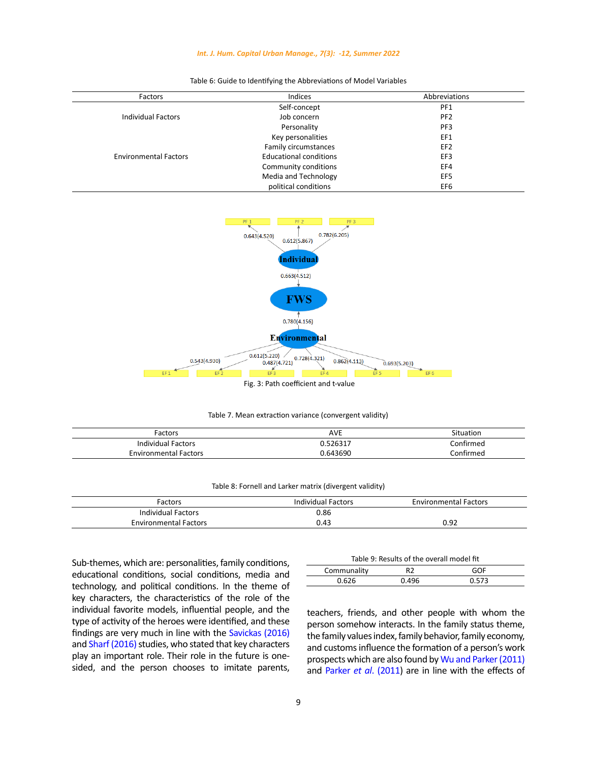Table 6: Guide to Identifying the Abbreviations of Model Variables

| Factors | Indices | Abbreviations |
|---|---|---|
| Individual Factors | Self-concept | PF1 |
| | Job concern | PF2 |
| | Personality | PF3 |
| Environmental Factors | Key personalities | EF1 |
| | Family circumstances | EF2 |
| | Educational conditions | EF3 |
| | Community conditions | EF4 |
| | Media and Technology | EF5 |
| | political conditions | EF6 |

Fig. 3: Path coefficient and t-value

Table 7. Mean extraction variance (convergent validity)

| Factors | AVE | Situation |
|---|---|---|
| Individual Factors | 0.526317 | Confirmed |
| Environmental Factors | 0.643690 | Confirmed |

Table 8: Fornell and Larker matrix (divergent validity)

| Factors | Individual Factors | Environmental Factors |
|---|---|---|
| Individual Factors | 0.86 | |
| Environmental Factors | 0.43 | 0.92 |

Table 9: Results of the overall model fit

| Communality | R2 | GOF |
|---|---|---|
| 0.626 | 0.496 | 0.573 |

Sub-themes, which are: personalities, family conditions, educational conditions, social conditions, media and technology, and political conditions. In the theme of key characters, the characteristics of the role of the individual favorite models, influential people, and the type of activity of the heroes were identified, and these findings are very much in line with the Savickas (2016) and Sharf (2016) studies, who stated that key characters play an important role. Their role in the future is one-sided, and the person chooses to imitate parents, teachers, friends, and other people with whom the person somehow interacts. In the family status theme, the family values index, family behavior, family economy, and customs influence the formation of a person's work prospects which are also found by Wu and Parker (2011) and Parker *et al*. (2011) are in line with the effects of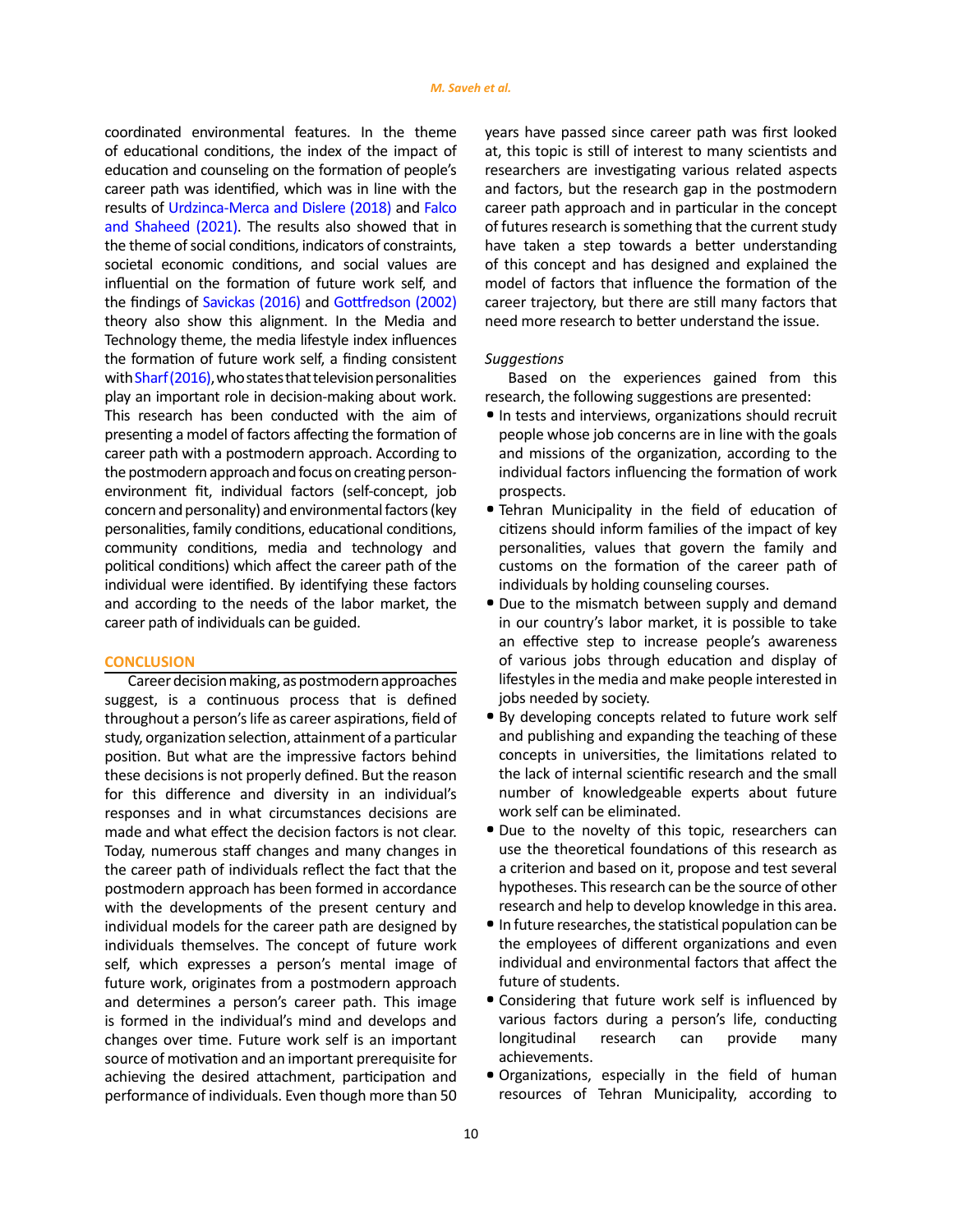coordinated environmental features. In the theme of educational conditions, the index of the impact of education and counseling on the formation of people's career path was identified, which was in line with the results of Urdzinca-Merca and Dislere (2018) and Falco and Shaheed (2021). The results also showed that in the theme of social conditions, indicators of constraints, societal economic conditions, and social values are influential on the formation of future work self, and the findings of Savickas (2016) and Gottfredson (2002) theory also show this alignment. In the Media and Technology theme, the media lifestyle index influences the formation of future work self, a finding consistent with Sharf (2016), who states that television personalities play an important role in decision-making about work. This research has been conducted with the aim of presenting a model of factors affecting the formation of career path with a postmodern approach. According to the postmodern approach and focus on creating person-environment fit, individual factors (self-concept, job concern and personality) and environmental factors (key personalities, family conditions, educational conditions, community conditions, media and technology and political conditions) which affect the career path of the individual were identified. By identifying these factors and according to the needs of the labor market, the career path of individuals can be guided.

## CONCLUSION

Career decision making, as postmodern approaches suggest, is a continuous process that is defined throughout a person's life as career aspirations, field of study, organization selection, attainment of a particular position. But what are the impressive factors behind these decisions is not properly defined. But the reason for this difference and diversity in an individual's responses and in what circumstances decisions are made and what effect the decision factors is not clear. Today, numerous staff changes and many changes in the career path of individuals reflect the fact that the postmodern approach has been formed in accordance with the developments of the present century and individual models for the career path are designed by individuals themselves. The concept of future work self, which expresses a person's mental image of future work, originates from a postmodern approach and determines a person's career path. This image is formed in the individual's mind and develops and changes over time. Future work self is an important source of motivation and an important prerequisite for achieving the desired attachment, participation and performance of individuals. Even though more than 50 years have passed since career path was first looked at, this topic is still of interest to many scientists and researchers are investigating various related aspects and factors, but the research gap in the postmodern career path approach and in particular in the concept of futures research is something that the current study have taken a step towards a better understanding of this concept and has designed and explained the model of factors that influence the formation of the career trajectory, but there are still many factors that need more research to better understand the issue.

*Suggestions*

Based on the experiences gained from this research, the following suggestions are presented:

- In tests and interviews, organizations should recruit people whose job concerns are in line with the goals and missions of the organization, according to the individual factors influencing the formation of work prospects.
- Tehran Municipality in the field of education of citizens should inform families of the impact of key personalities, values that govern the family and customs on the formation of the career path of individuals by holding counseling courses.
- Due to the mismatch between supply and demand in our country's labor market, it is possible to take an effective step to increase people's awareness of various jobs through education and display of lifestyles in the media and make people interested in jobs needed by society.
- By developing concepts related to future work self and publishing and expanding the teaching of these concepts in universities, the limitations related to the lack of internal scientific research and the small number of knowledgeable experts about future work self can be eliminated.
- Due to the novelty of this topic, researchers can use the theoretical foundations of this research as a criterion and based on it, propose and test several hypotheses. This research can be the source of other research and help to develop knowledge in this area.
- In future researches, the statistical population can be the employees of different organizations and even individual and environmental factors that affect the future of students.
- Considering that future work self is influenced by various factors during a person's life, conducting longitudinal research can provide many achievements.
- Organizations, especially in the field of human resources of Tehran Municipality, according to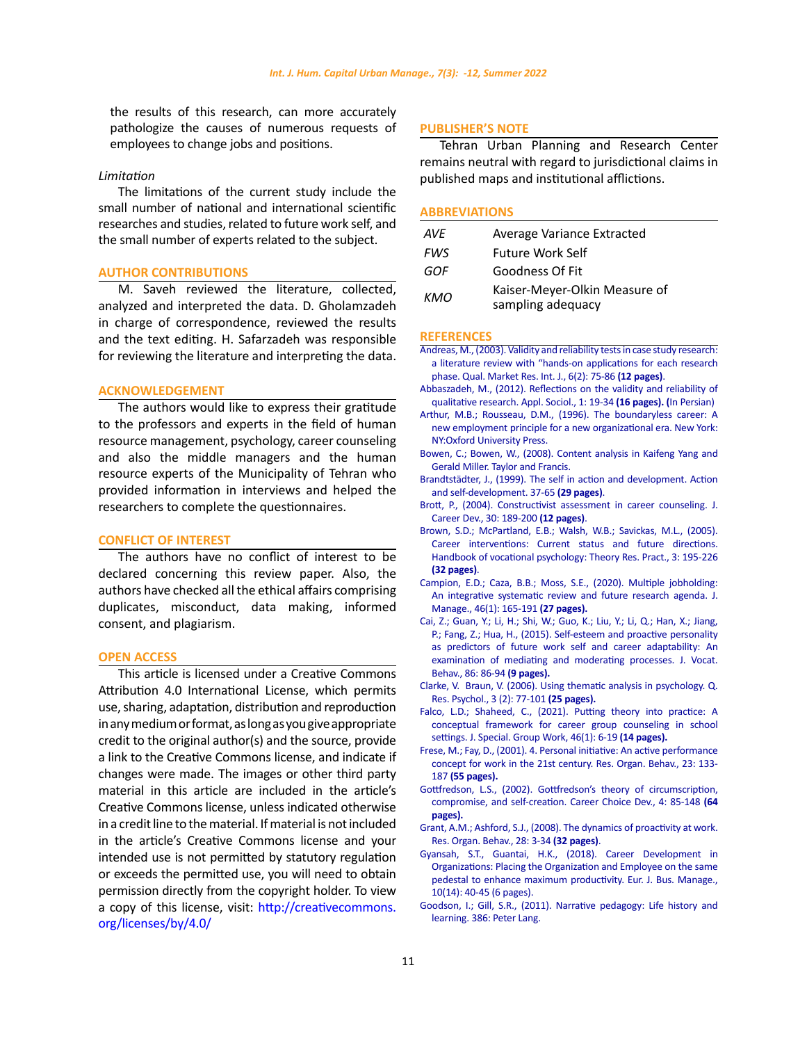the results of this research, can more accurately pathologize the causes of numerous requests of employees to change jobs and positions.

*Limitation*

The limitations of the current study include the small number of national and international scientific researches and studies, related to future work self, and the small number of experts related to the subject.

## AUTHOR CONTRIBUTIONS

M. Saveh reviewed the literature, collected, analyzed and interpreted the data. D. Gholamzadeh in charge of correspondence, reviewed the results and the text editing. H. Safarzadeh was responsible for reviewing the literature and interpreting the data.

## ACKNOWLEDGEMENT

The authors would like to express their gratitude to the professors and experts in the field of human resource management, psychology, career counseling and also the middle managers and the human resource experts of the Municipality of Tehran who provided information in interviews and helped the researchers to complete the questionnaires.

## CONFLICT OF INTEREST

The authors have no conflict of interest to be declared concerning this review paper. Also, the authors have checked all the ethical affairs comprising duplicates, misconduct, data making, informed consent, and plagiarism.

## OPEN ACCESS

This article is licensed under a Creative Commons Attribution 4.0 International License, which permits use, sharing, adaptation, distribution and reproduction in any medium or format, as long as you give appropriate credit to the original author(s) and the source, provide a link to the Creative Commons license, and indicate if changes were made. The images or other third party material in this article are included in the article's Creative Commons license, unless indicated otherwise in a credit line to the material. If material is not included in the article's Creative Commons license and your intended use is not permitted by statutory regulation or exceeds the permitted use, you will need to obtain permission directly from the copyright holder. To view a copy of this license, visit: http://creativecommons.org/licenses/by/4.0/

## PUBLISHER'S NOTE

Tehran Urban Planning and Research Center remains neutral with regard to jurisdictional claims in published maps and institutional afflictions.

## ABBREVIATIONS

| | |
|---|---|
| *AVE* | Average Variance Extracted |
| *FWS* | Future Work Self |
| *GOF* | Goodness Of Fit |
| *KMO* | Kaiser-Meyer-Olkin Measure of sampling adequacy |

## REFERENCES

Andreas, M., (2003). Validity and reliability tests in case study research: a literature review with "hands-on applications for each research phase. Qual. Market Res. Int. J., 6(2): 75-86 **(12 pages)**.

Abbaszadeh, M., (2012). Reflections on the validity and reliability of qualitative research. Appl. Sociol., 1: 19-34 **(16 pages). (**In Persian)

Arthur, M.B.; Rousseau, D.M., (1996). The boundaryless career: A new employment principle for a new organizational era. New York: NY:Oxford University Press.

Bowen, C.; Bowen, W., (2008). Content analysis in Kaifeng Yang and Gerald Miller. Taylor and Francis.

Brandtstädter, J., (1999). The self in action and development. Action and self-development. 37-65 **(29 pages)**.

Brott, P., (2004). Constructivist assessment in career counseling. J. Career Dev., 30: 189-200 **(12 pages)**.

Brown, S.D.; McPartland, E.B.; Walsh, W.B.; Savickas, M.L., (2005). Career interventions: Current status and future directions. Handbook of vocational psychology: Theory Res. Pract., 3: 195-226 **(32 pages)**.

Campion, E.D.; Caza, B.B.; Moss, S.E., (2020). Multiple jobholding: An integrative systematic review and future research agenda. J. Manage., 46(1): 165-191 **(27 pages).**

Cai, Z.; Guan, Y.; Li, H.; Shi, W.; Guo, K.; Liu, Y.; Li, Q.; Han, X.; Jiang, P.; Fang, Z.; Hua, H., (2015). Self-esteem and proactive personality as predictors of future work self and career adaptability: An examination of mediating and moderating processes. J. Vocat. Behav., 86: 86-94 **(9 pages).**

Clarke, V. Braun, V. (2006). Using thematic analysis in psychology. Q. Res. Psychol., 3 (2): 77-101 **(25 pages).**

Falco, L.D.; Shaheed, C., (2021). Putting theory into practice: A conceptual framework for career group counseling in school settings. J. Special. Group Work, 46(1): 6-19 **(14 pages).**

Frese, M.; Fay, D., (2001). 4. Personal initiative: An active performance concept for work in the 21st century. Res. Organ. Behav., 23: 133-187 **(55 pages).**

Gottfredson, L.S., (2002). Gottfredson's theory of circumscription, compromise, and self-creation. Career Choice Dev., 4: 85-148 **(64 pages).**

Grant, A.M.; Ashford, S.J., (2008). The dynamics of proactivity at work. Res. Organ. Behav., 28: 3-34 **(32 pages)**.

Gyansah, S.T., Guantai, H.K., (2018). Career Development in Organizations: Placing the Organization and Employee on the same pedestal to enhance maximum productivity. Eur. J. Bus. Manage., 10(14): 40-45 (6 pages).

Goodson, I.; Gill, S.R., (2011). Narrative pedagogy: Life history and learning. 386: Peter Lang.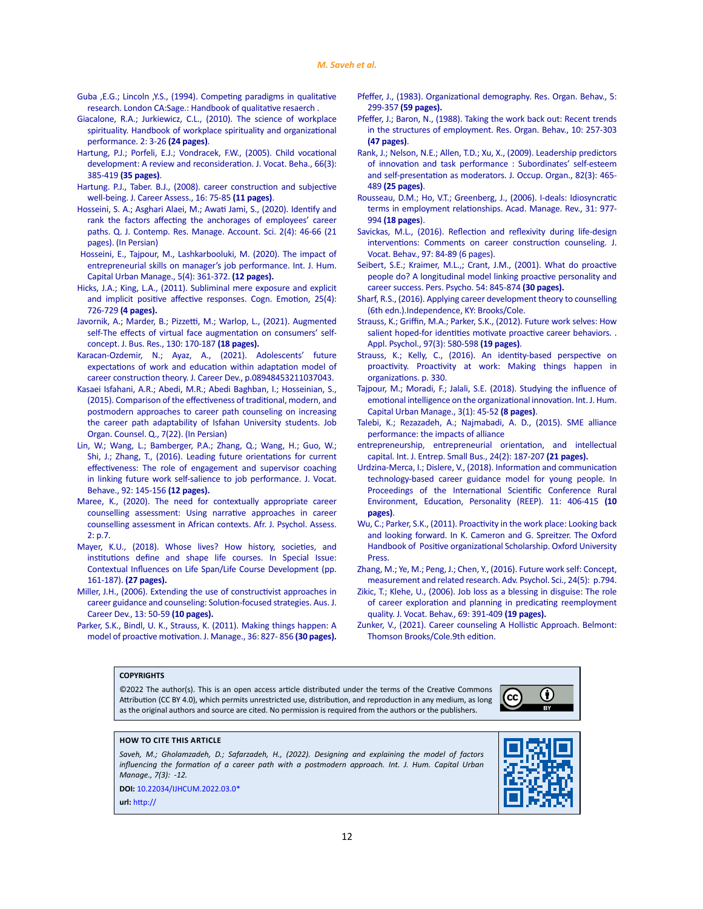Guba ,E.G.; Lincoln ,Y.S., (1994). Competing paradigms in qualitative research. London CA:Sage.: Handbook of qualitative reseaerch .

Giacalone, R.A.; Jurkiewicz, C.L., (2010). The science of workplace spirituality. Handbook of workplace spirituality and organizational performance. 2: 3-26 **(24 pages)**.

Hartung, P.J.; Porfeli, E.J.; Vondracek, F.W., (2005). Child vocational development: A review and reconsideration. J. Vocat. Beha., 66(3): 385-419 **(35 pages)**.

Hartung. P.J., Taber. B.J., (2008). career construction and subjective well-being. J. Career Assess., 16: 75-85 **(11 pages)**.

Hosseini, S. A.; Asghari Alaei, M.; Awati Jami, S., (2020). Identify and rank the factors affecting the anchorages of employees' career paths. Q. J. Contemp. Res. Manage. Account. Sci. 2(4): 46-66 (21 pages). (In Persian)

Hosseini, E., Tajpour, M., Lashkarbooluki, M. (2020). The impact of entrepreneurial skills on manager's job performance. Int. J. Hum. Capital Urban Manage., 5(4): 361-372. **(12 pages).**

Hicks, J.A.; King, L.A., (2011). Subliminal mere exposure and explicit and implicit positive affective responses. Cogn. Emotion, 25(4): 726-729 **(4 pages).**

Javornik, A.; Marder, B.; Pizzetti, M.; Warlop, L., (2021). Augmented self-The effects of virtual face augmentation on consumers' self-concept. J. Bus. Res., 130: 170-187 **(18 pages).**

Karacan-Ozdemir, N.; Ayaz, A., (2021). Adolescents' future expectations of work and education within adaptation model of career construction theory. J. Career Dev., p.08948453211037043.

Kasaei Isfahani, A.R.; Abedi, M.R.; Abedi Baghban, I.; Hosseinian, S., (2015). Comparison of the effectiveness of traditional, modern, and postmodern approaches to career path counseling on increasing the career path adaptability of Isfahan University students. Job Organ. Counsel. Q., 7(22). (In Persian)

Lin, W.; Wang, L.; Bamberger, P.A.; Zhang, Q.; Wang, H.; Guo, W.; Shi, J.; Zhang, T., (2016). Leading future orientations for current effectiveness: The role of engagement and supervisor coaching in linking future work self-salience to job performance. J. Vocat. Behave., 92: 145-156 **(12 pages).**

Maree, K., (2020). The need for contextually appropriate career counselling assessment: Using narrative approaches in career counselling assessment in African contexts. Afr. J. Psychol. Assess. 2: p.7.

Mayer, K.U., (2018). Whose lives? How history, societies, and institutions define and shape life courses. In Special Issue: Contextual Influences on Life Span/Life Course Development (pp. 161-187). **(27 pages).**

Miller, J.H., (2006). Extending the use of constructivist approaches in career guidance and counseling: Solution-focused strategies. Aus. J. Career Dev., 13: 50-59 **(10 pages).**

Parker, S.K., Bindl, U. K., Strauss, K. (2011). Making things happen: A model of proactive motivation. J. Manage., 36: 827- 856 **(30 pages).**

Pfeffer, J., (1983). Organizational demography. Res. Organ. Behav., 5: 299-357 **(59 pages).**

Pfeffer, J.; Baron, N., (1988). Taking the work back out: Recent trends in the structures of employment. Res. Organ. Behav., 10: 257-303 **(47 pages)**.

Rank, J.; Nelson, N.E.; Allen, T.D.; Xu, X., (2009). Leadership predictors of innovation and task performance : Subordinates' self-esteem and self-presentation as moderators. J. Occup. Organ., 82(3): 465-489 **(25 pages)**.

Rousseau, D.M.; Ho, V.T.; Greenberg, J., (2006). I-deals: Idiosyncratic terms in employment relationships. Acad. Manage. Rev., 31: 977-994 **(18 pages)**.

Savickas, M.L., (2016). Reflection and reflexivity during life-design interventions: Comments on career construction counseling. J. Vocat. Behav., 97: 84-89 (6 pages).

Seibert, S.E.; Kraimer, M.L.,; Crant, J.M., (2001). What do proactive people do? A longitudinal model linking proactive personality and career success. Pers. Psycho. 54: 845-874 **(30 pages).**

Sharf, R.S., (2016). Applying career development theory to counselling (6th edn.).Independence, KY: Brooks/Cole.

Strauss, K.; Griffin, M.A.; Parker, S.K., (2012). Future work selves: How salient hoped-for identities motivate proactive career behaviors. . Appl. Psychol., 97(3): 580-598 **(19 pages)**.

Strauss, K.; Kelly, C., (2016). An identity-based perspective on proactivity. Proactivity at work: Making things happen in organizations. p. 330.

Tajpour, M.; Moradi, F.; Jalali, S.E. (2018). Studying the influence of emotional intelligence on the organizational innovation. Int. J. Hum. Capital Urban Manage., 3(1): 45-52 **(8 pages)**.

Talebi, K.; Rezazadeh, A.; Najmabadi, A. D., (2015). SME alliance performance: the impacts of alliance entrepreneurship, entrepreneurial orientation, and intellectual capital. Int. J. Entrep. Small Bus., 24(2): 187-207 **(21 pages).**

Urdzina-Merca, I.; Dislere, V., (2018). Information and communication technology-based career guidance model for young people. In Proceedings of the International Scientific Conference Rural Environment, Education, Personality (REEP). 11: 406-415 **(10 pages)**.

Wu, C.; Parker, S.K., (2011). Proactivity in the work place: Looking back and looking forward. In K. Cameron and G. Spreitzer. The Oxford Handbook of Positive organizational Scholarship. Oxford University Press.

Zhang, M.; Ye, M.; Peng, J.; Chen, Y., (2016). Future work self: Concept, measurement and related research. Adv. Psychol. Sci., 24(5): p.794.

Zikic, T.; Klehe, U., (2006). Job loss as a blessing in disguise: The role of career exploration and planning in predicating reemployment quality. J. Vocat. Behav., 69: 391-409 **(19 pages).**

Zunker, V., (2021). Career counseling A Hollistic Approach. Belmont: Thomson Brooks/Cole.9th edition.

**COPYRIGHTS**

©2022 The author(s). This is an open access article distributed under the terms of the Creative Commons Attribution (CC BY 4.0), which permits unrestricted use, distribution, and reproduction in any medium, as long as the original authors and source are cited. No permission is required from the authors or the publishers.

**HOW TO CITE THIS ARTICLE**

*Saveh, M.; Gholamzadeh, D.; Safarzadeh, H., (2022). Designing and explaining the model of factors influencing the formation of a career path with a postmodern approach. Int. J. Hum. Capital Urban Manage., 7(3): -12.*

**DOI:** 10.22034/IJHCUM.2022.03.0*

**url:** http://